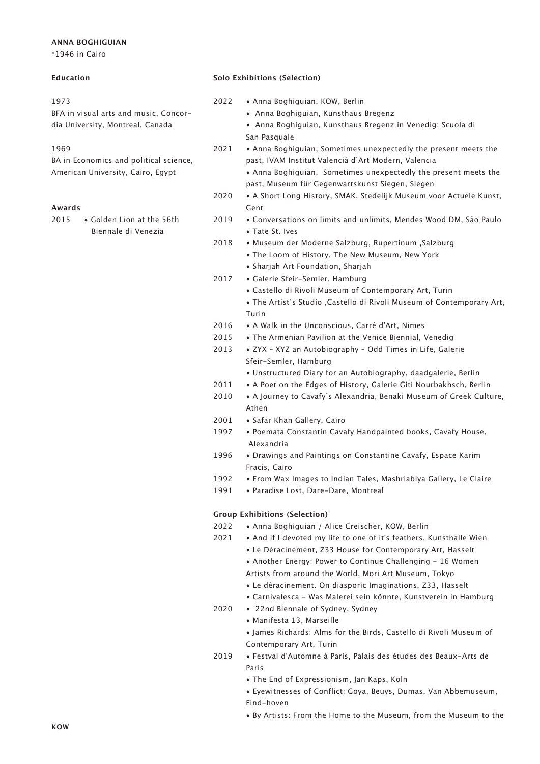**ANNA BOGHIGUIAN**

*1946 in Cairo

### Education

1973
BFA in visual arts and music, Concordia University, Montreal, Canada

1969
BA in Economics and political science, American University, Cairo, Egypt

### Awards

2015 • Golden Lion at the 56th Biennale di Venezia

### Solo Exhibitions (Selection)

2022
- Anna Boghiguian, KOW, Berlin
- Anna Boghiguian, Kunsthaus Bregenz
- Anna Boghiguian, Kunsthaus Bregenz in Venedig: Scuola di San Pasquale

2021
- Anna Boghiguian, Sometimes unexpectedly the present meets the past, IVAM Institut Valencià d'Art Modern, Valencia
- Anna Boghiguian, Sometimes unexpectedly the present meets the past, Museum für Gegenwartskunst Siegen, Siegen

2020
- A Short Long History, SMAK, Stedelijk Museum voor Actuele Kunst, Gent

2019
- Conversations on limits and unlimits, Mendes Wood DM, São Paulo
- Tate St. Ives

2018
- Museum der Moderne Salzburg, Rupertinum ,Salzburg
- The Loom of History, The New Museum, New York
- Sharjah Art Foundation, Sharjah

2017
- Galerie Sfeir-Semler, Hamburg
- Castello di Rivoli Museum of Contemporary Art, Turin
- The Artist's Studio ,Castello di Rivoli Museum of Contemporary Art, Turin

2016
- A Walk in the Unconscious, Carré d'Art, Nimes

2015
- The Armenian Pavilion at the Venice Biennial, Venedig

2013
- ZYX – XYZ an Autobiography – Odd Times in Life, Galerie Sfeir-Semler, Hamburg
- Unstructured Diary for an Autobiography, daadgalerie, Berlin

2011
- A Poet on the Edges of History, Galerie Giti Nourbakhsch, Berlin

2010
- A Journey to Cavafy's Alexandria, Benaki Museum of Greek Culture, Athen

2001
- Safar Khan Gallery, Cairo

1997
- Poemata Constantin Cavafy Handpainted books, Cavafy House, Alexandria

1996
- Drawings and Paintings on Constantine Cavafy, Espace Karim Fracis, Cairo

1992
- From Wax Images to Indian Tales, Mashriabiya Gallery, Le Claire

1991
- Paradise Lost, Dare-Dare, Montreal

### Group Exhibitions (Selection)

2022
- Anna Boghiguian / Alice Creischer, KOW, Berlin

2021
- And if I devoted my life to one of it's feathers, Kunsthalle Wien
- Le Déracinement, Z33 House for Contemporary Art, Hasselt
- Another Energy: Power to Continue Challenging – 16 Women Artists from around the World, Mori Art Museum, Tokyo
- Le déracinement. On diasporic Imaginations, Z33, Hasselt
- Carnivalesca – Was Malerei sein könnte, Kunstverein in Hamburg

2020
- 22nd Biennale of Sydney, Sydney
- Manifesta 13, Marseille
- James Richards: Alms for the Birds, Castello di Rivoli Museum of Contemporary Art, Turin

2019
- Festval d'Automne à Paris, Palais des études des Beaux-Arts de Paris
- The End of Expressionism, Jan Kaps, Köln
- Eyewitnesses of Conflict: Goya, Beuys, Dumas, Van Abbemuseum, Eind-hoven
- By Artists: From the Home to the Museum, from the Museum to the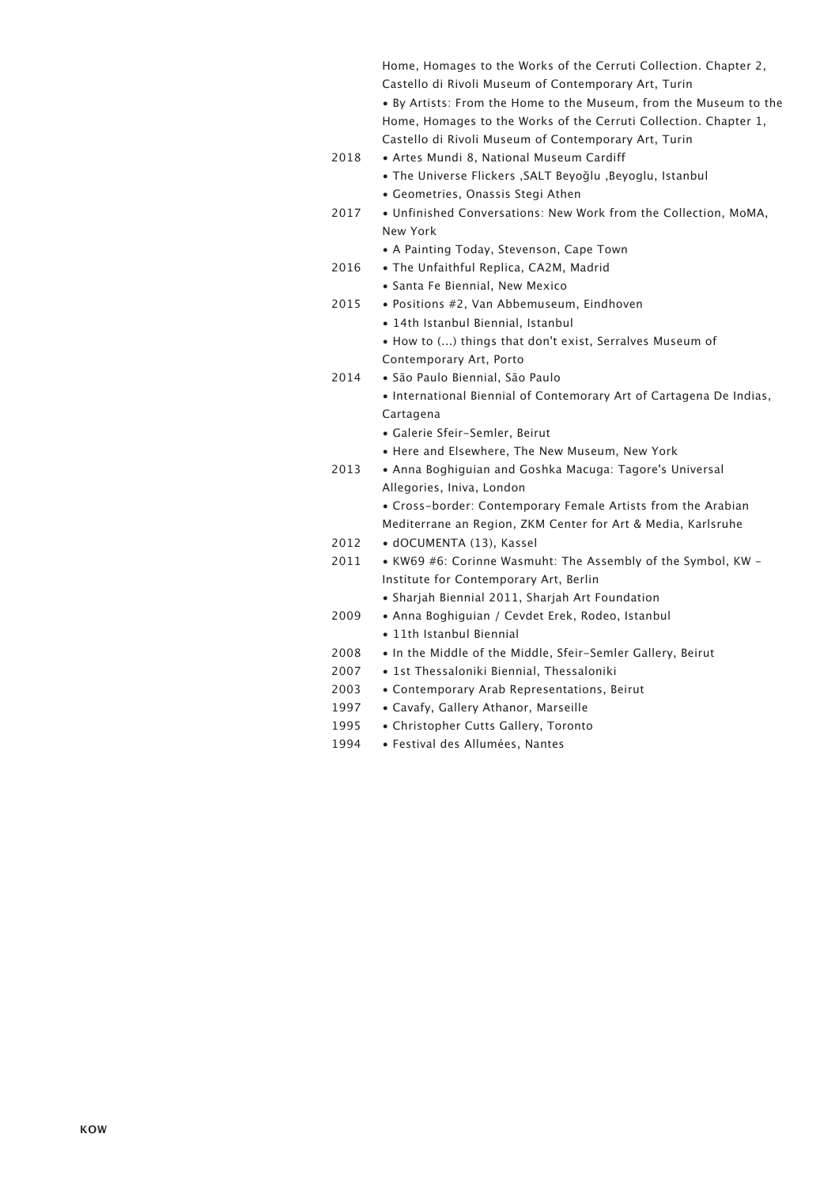Home, Homages to the Works of the Cerruti Collection. Chapter 2, Castello di Rivoli Museum of Contemporary Art, Turin
• By Artists: From the Home to the Museum, from the Museum to the Home, Homages to the Works of the Cerruti Collection. Chapter 1, Castello di Rivoli Museum of Contemporary Art, Turin

2018 • Artes Mundi 8, National Museum Cardiff
• The Universe Flickers ,SALT Beyoğlu ,Beyoglu, Istanbul
• Geometries, Onassis Stegi Athen

2017 • Unfinished Conversations: New Work from the Collection, MoMA, New York
• A Painting Today, Stevenson, Cape Town

2016 • The Unfaithful Replica, CA2M, Madrid
• Santa Fe Biennial, New Mexico

2015 • Positions #2, Van Abbemuseum, Eindhoven
• 14th Istanbul Biennial, Istanbul
• How to (...) things that don't exist, Serralves Museum of Contemporary Art, Porto

2014 • São Paulo Biennial, São Paulo
• International Biennial of Contemorary Art of Cartagena De Indias, Cartagena
• Galerie Sfeir-Semler, Beirut
• Here and Elsewhere, The New Museum, New York

2013 • Anna Boghiguian and Goshka Macuga: Tagore's Universal Allegories, Iniva, London
• Cross-border: Contemporary Female Artists from the Arabian Mediterrane an Region, ZKM Center for Art & Media, Karlsruhe

2012 • dOCUMENTA (13), Kassel

2011 • KW69 #6: Corinne Wasmuht: The Assembly of the Symbol, KW - Institute for Contemporary Art, Berlin
• Sharjah Biennial 2011, Sharjah Art Foundation

2009 • Anna Boghiguian / Cevdet Erek, Rodeo, Istanbul
• 11th Istanbul Biennial

2008 • In the Middle of the Middle, Sfeir-Semler Gallery, Beirut

2007 • 1st Thessaloniki Biennial, Thessaloniki

2003 • Contemporary Arab Representations, Beirut

1997 • Cavafy, Gallery Athanor, Marseille

1995 • Christopher Cutts Gallery, Toronto

1994 • Festival des Allumées, Nantes